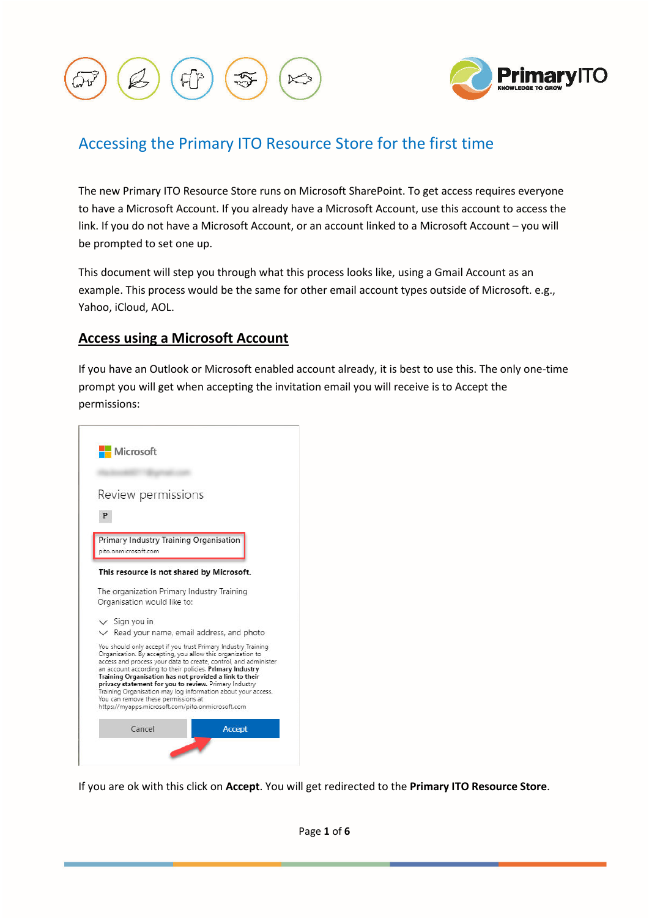# Accessing the Primary ITO Resource Store for the first time

The new Primary ITO Resource Store runs on Microsoft SharePoint. To get access requires everyone to have a Microsoft Account. If you already have a Microsoft Account, use this account to access the link. If you do not have a Microsoft Account, or an account linked to a Microsoft Account – you will be prompted to set one up.

This document will step you through what this process looks like, using a Gmail Account as an example. This process would be the same for other email account types outside of Microsoft. e.g., Yahoo, iCloud, AOL.

## Access using a Microsoft Account

If you have an Outlook or Microsoft enabled account already, it is best to use this. The only one-time prompt you will get when accepting the invitation email you will receive is to Accept the permissions:

If you are ok with this click on **Accept**. You will get redirected to the **Primary ITO Resource Store**.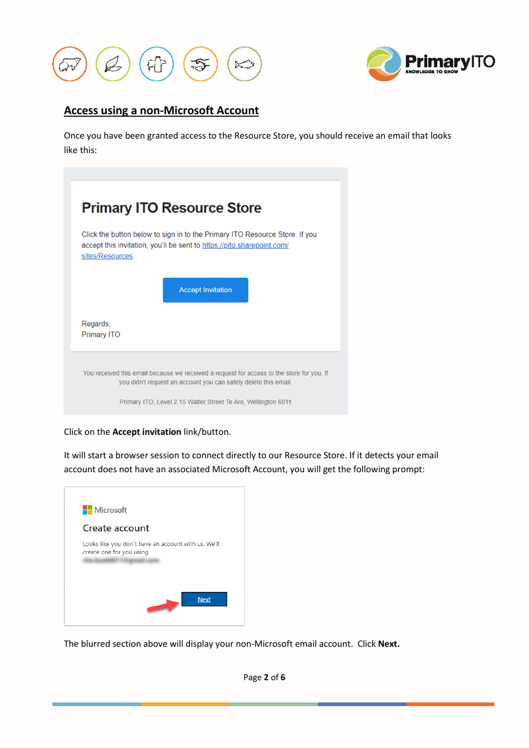## Access using a non-Microsoft Account

Once you have been granted access to the Resource Store, you should receive an email that looks like this:

Click on the **Accept invitation** link/button.

It will start a browser session to connect directly to our Resource Store. If it detects your email account does not have an associated Microsoft Account, you will get the following prompt:

The blurred section above will display your non-Microsoft email account. Click **Next.**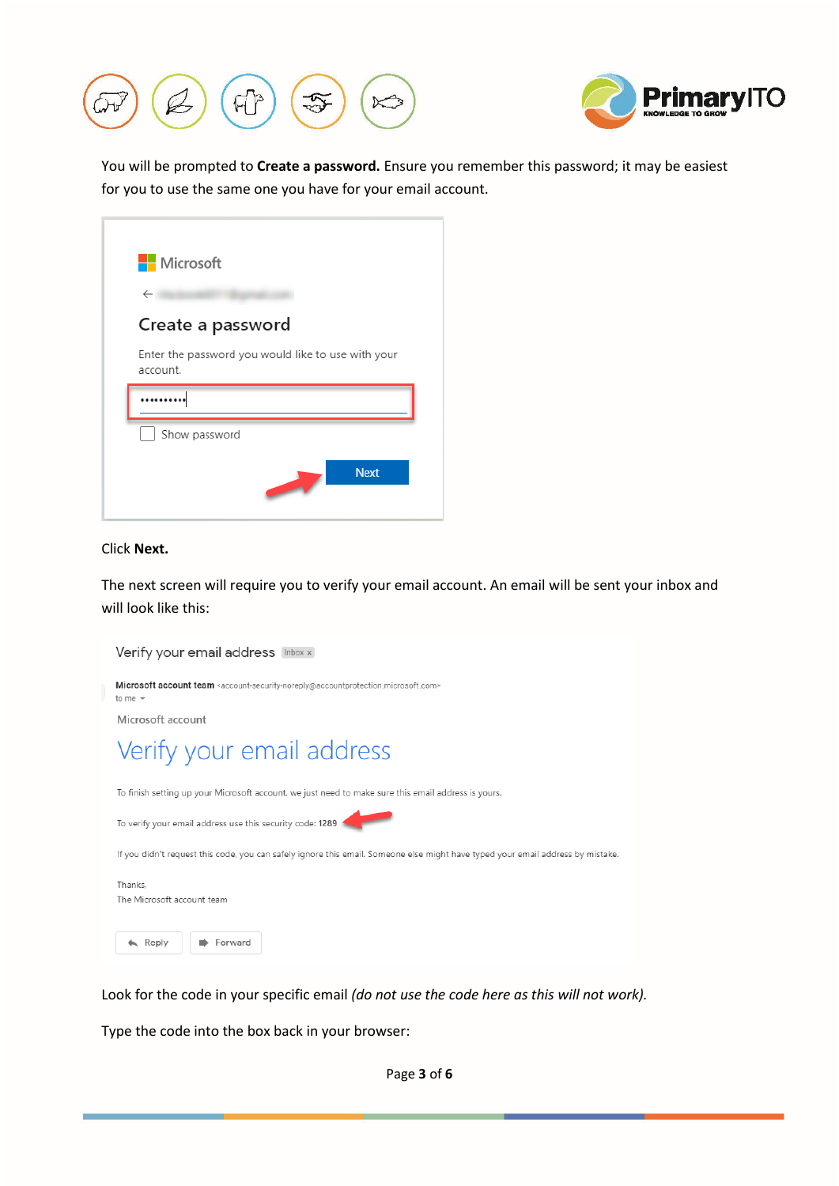You will be prompted to **Create a password.** Ensure you remember this password; it may be easiest for you to use the same one you have for your email account.

Microsoft

Create a password

Enter the password you would like to use with your account.

Show password

Next

Click **Next.**

The next screen will require you to verify your email account. An email will be sent your inbox and will look like this:

Verify your email address Inbox x

Microsoft account team <account-security-noreply@accountprotection.microsoft.com>
to me

Microsoft account

Verify your email address

To finish setting up your Microsoft account, we just need to make sure this email address is yours.

To verify your email address use this security code: 1289

If you didn't request this code, you can safely ignore this email. Someone else might have typed your email address by mistake.

Thanks,
The Microsoft account team

Reply Forward

Look for the code in your specific email *(do not use the code here as this will not work).*

Type the code into the box back in your browser: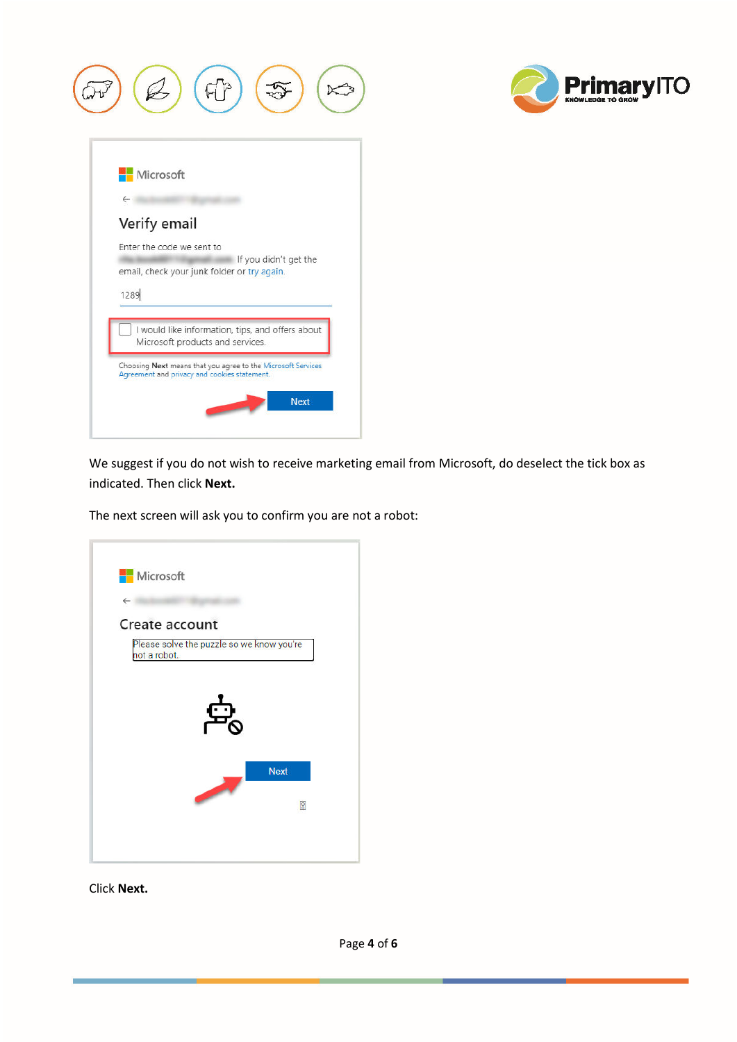Microsoft

Verify email

Enter the code we sent to [email address]. If you didn't get the email, check your junk folder or try again.

1289

I would like information, tips, and offers about Microsoft products and services.

Choosing **Next** means that you agree to the Microsoft Services Agreement and privacy and cookies statement.

Next

We suggest if you do not wish to receive marketing email from Microsoft, do deselect the tick box as indicated. Then click **Next.**

The next screen will ask you to confirm you are not a robot:

Microsoft

Create account

Please solve the puzzle so we know you're not a robot.

Next

Click **Next.**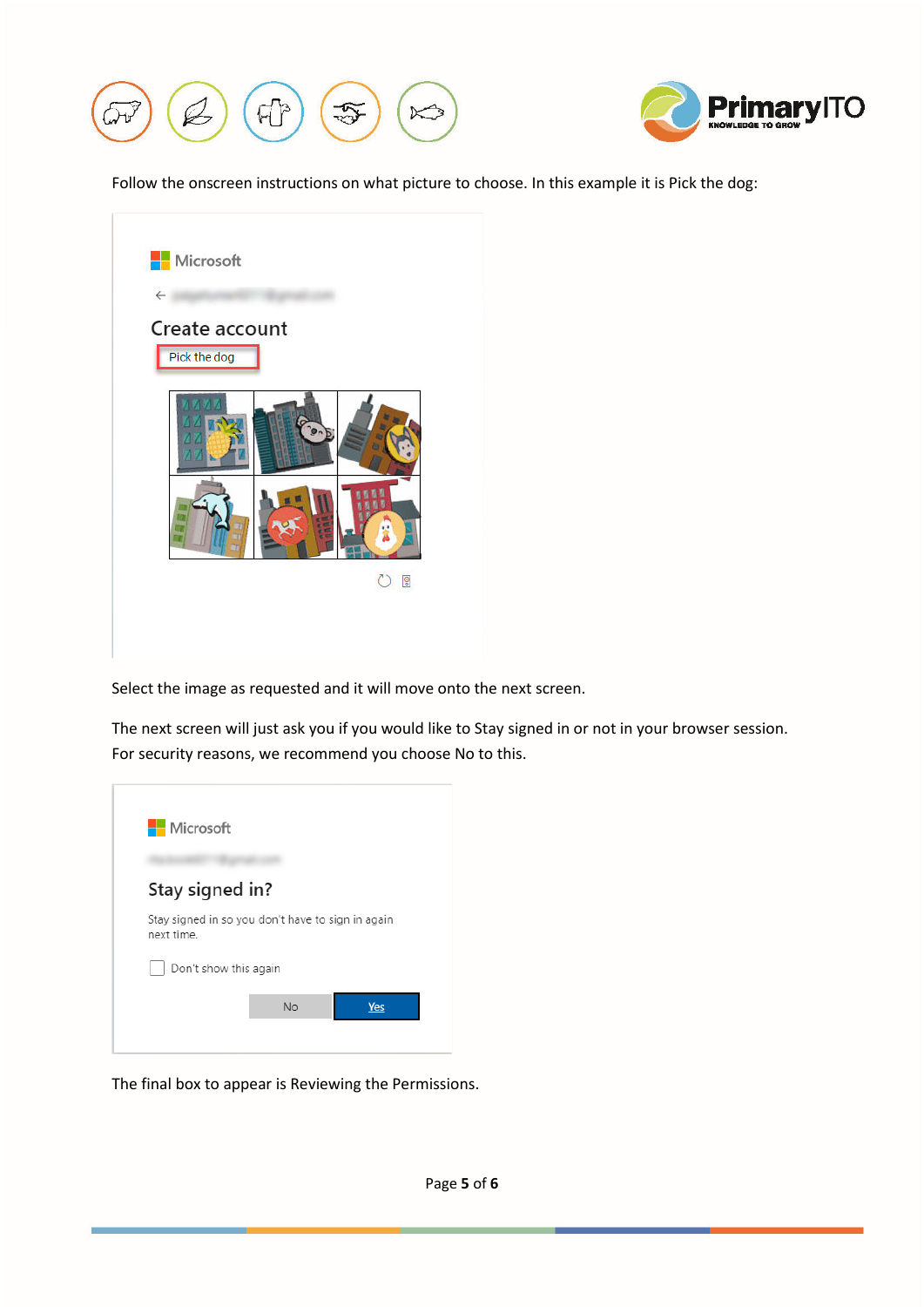Follow the onscreen instructions on what picture to choose. In this example it is Pick the dog:

Select the image as requested and it will move onto the next screen.

The next screen will just ask you if you would like to Stay signed in or not in your browser session. For security reasons, we recommend you choose No to this.

The final box to appear is Reviewing the Permissions.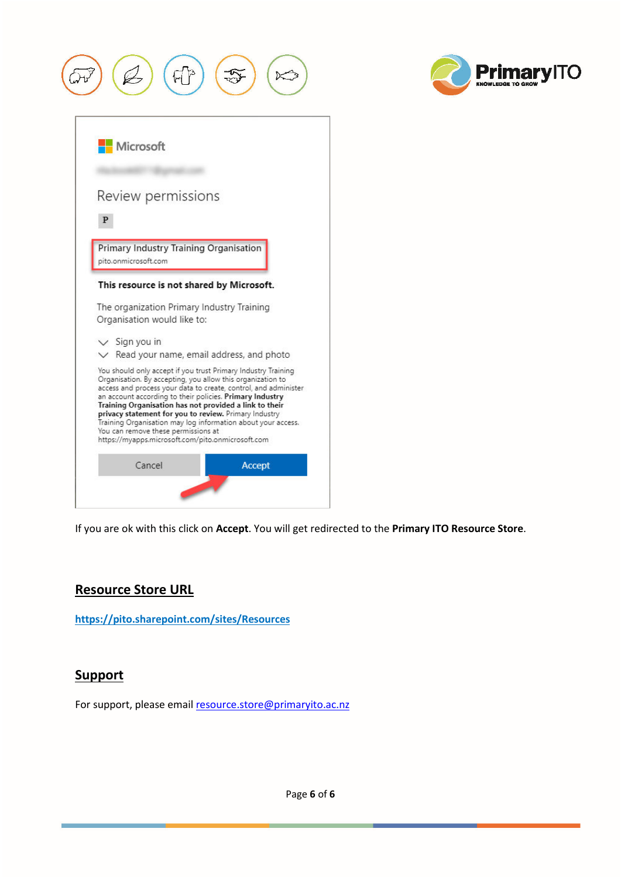Microsoft

Review permissions

P

Primary Industry Training Organisation
pito.onmicrosoft.com

**This resource is not shared by Microsoft.**

The organization Primary Industry Training Organisation would like to:

- Sign you in
- Read your name, email address, and photo

You should only accept if you trust Primary Industry Training Organisation. By accepting, you allow this organization to access and process your data to create, control, and administer an account according to their policies. **Primary Industry Training Organisation has not provided a link to their privacy statement for you to review.** Primary Industry Training Organisation may log information about your access. You can remove these permissions at https://myapps.microsoft.com/pito.onmicrosoft.com

Cancel | Accept

If you are ok with this click on **Accept**. You will get redirected to the **Primary ITO Resource Store**.

## Resource Store URL

**https://pito.sharepoint.com/sites/Resources**

## Support

For support, please email resource.store@primaryito.ac.nz